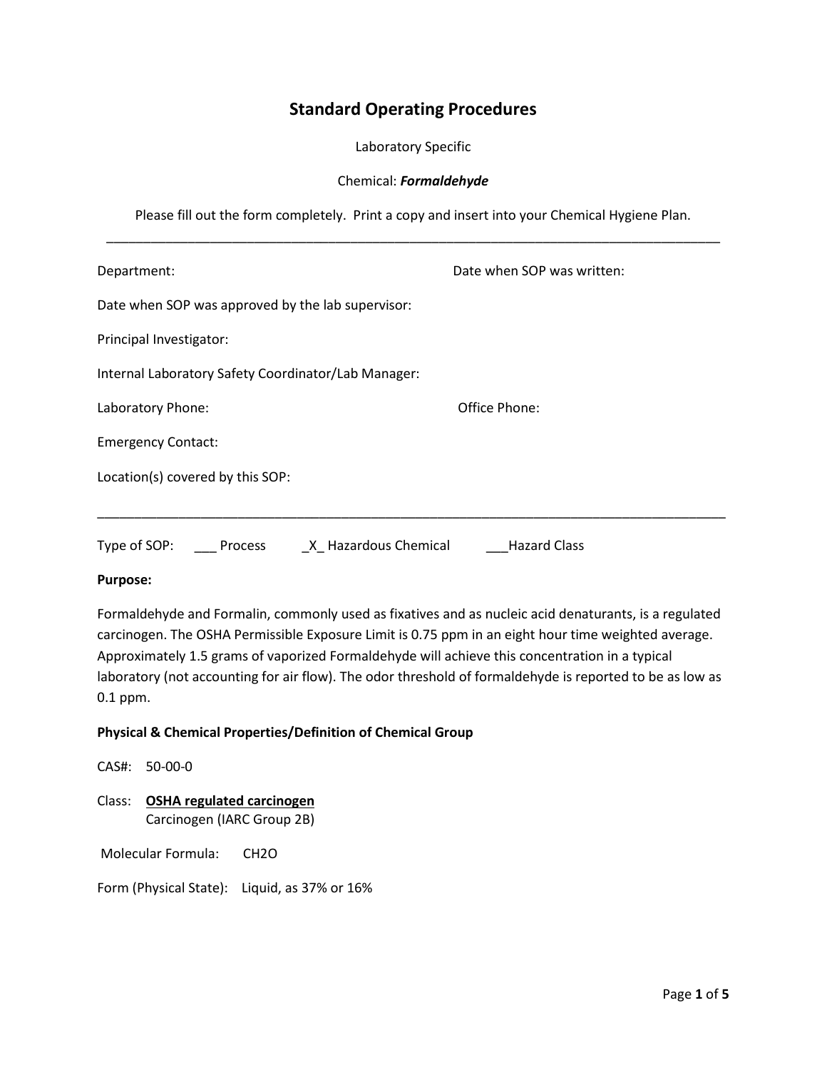# Standard Operating Procedures

Laboratory Specific

Chemical: ***Formaldehyde***

Please fill out the form completely. Print a copy and insert into your Chemical Hygiene Plan.

---

Department: Date when SOP was written:

Date when SOP was approved by the lab supervisor:

Principal Investigator:

Internal Laboratory Safety Coordinator/Lab Manager:

Laboratory Phone: Office Phone:

Emergency Contact:

Location(s) covered by this SOP:

---

Type of SOP: ___ Process _X_ Hazardous Chemical ___Hazard Class

**Purpose:**

Formaldehyde and Formalin, commonly used as fixatives and as nucleic acid denaturants, is a regulated carcinogen. The OSHA Permissible Exposure Limit is 0.75 ppm in an eight hour time weighted average. Approximately 1.5 grams of vaporized Formaldehyde will achieve this concentration in a typical laboratory (not accounting for air flow). The odor threshold of formaldehyde is reported to be as low as 0.1 ppm.

**Physical & Chemical Properties/Definition of Chemical Group**

CAS#: 50-00-0

Class: **OSHA regulated carcinogen**
Carcinogen (IARC Group 2B)

Molecular Formula: $CH_2O$

Form (Physical State): Liquid, as 37% or 16%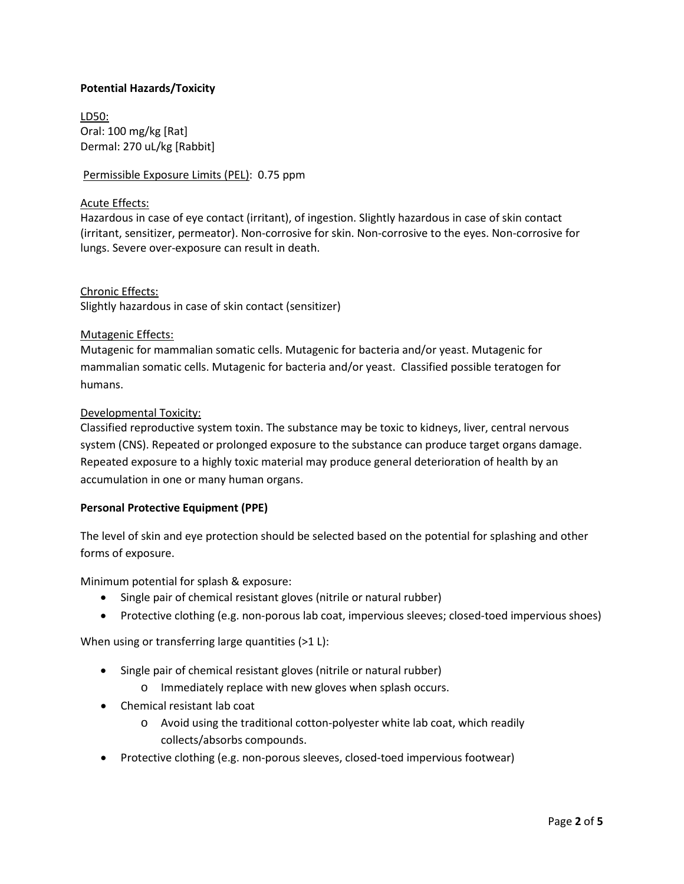**Potential Hazards/Toxicity**

LD50:
Oral: 100 mg/kg [Rat]
Dermal: 270 uL/kg [Rabbit]

Permissible Exposure Limits (PEL): 0.75 ppm

Acute Effects:
Hazardous in case of eye contact (irritant), of ingestion. Slightly hazardous in case of skin contact (irritant, sensitizer, permeator). Non-corrosive for skin. Non-corrosive to the eyes. Non-corrosive for lungs. Severe over-exposure can result in death.

Chronic Effects:
Slightly hazardous in case of skin contact (sensitizer)

Mutagenic Effects:
Mutagenic for mammalian somatic cells. Mutagenic for bacteria and/or yeast. Mutagenic for mammalian somatic cells. Mutagenic for bacteria and/or yeast. Classified possible teratogen for humans.

Developmental Toxicity:
Classified reproductive system toxin. The substance may be toxic to kidneys, liver, central nervous system (CNS). Repeated or prolonged exposure to the substance can produce target organs damage. Repeated exposure to a highly toxic material may produce general deterioration of health by an accumulation in one or many human organs.

**Personal Protective Equipment (PPE)**

The level of skin and eye protection should be selected based on the potential for splashing and other forms of exposure.

Minimum potential for splash & exposure:

- Single pair of chemical resistant gloves (nitrile or natural rubber)
- Protective clothing (e.g. non-porous lab coat, impervious sleeves; closed-toed impervious shoes)

When using or transferring large quantities (>1 L):

- Single pair of chemical resistant gloves (nitrile or natural rubber)
    - Immediately replace with new gloves when splash occurs.
- Chemical resistant lab coat
    - Avoid using the traditional cotton-polyester white lab coat, which readily collects/absorbs compounds.
- Protective clothing (e.g. non-porous sleeves, closed-toed impervious footwear)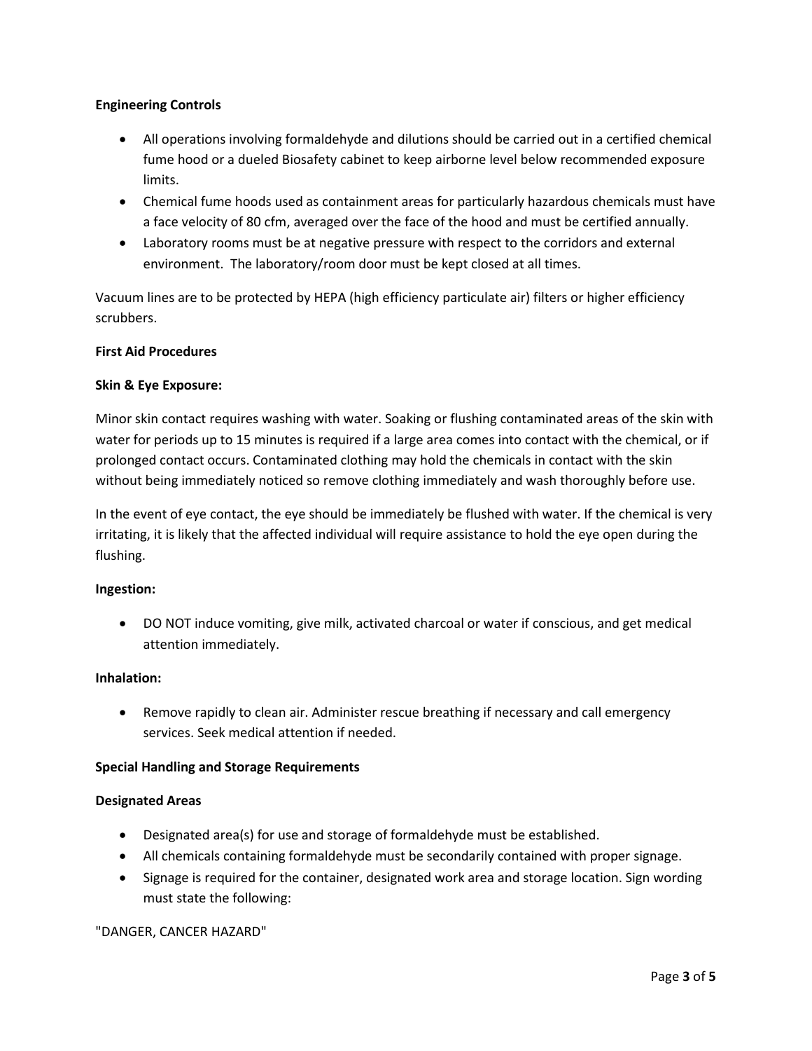**Engineering Controls**

- All operations involving formaldehyde and dilutions should be carried out in a certified chemical fume hood or a dueled Biosafety cabinet to keep airborne level below recommended exposure limits.
- Chemical fume hoods used as containment areas for particularly hazardous chemicals must have a face velocity of 80 cfm, averaged over the face of the hood and must be certified annually.
- Laboratory rooms must be at negative pressure with respect to the corridors and external environment. The laboratory/room door must be kept closed at all times.

Vacuum lines are to be protected by HEPA (high efficiency particulate air) filters or higher efficiency scrubbers.

**First Aid Procedures**

**Skin & Eye Exposure:**

Minor skin contact requires washing with water. Soaking or flushing contaminated areas of the skin with water for periods up to 15 minutes is required if a large area comes into contact with the chemical, or if prolonged contact occurs. Contaminated clothing may hold the chemicals in contact with the skin without being immediately noticed so remove clothing immediately and wash thoroughly before use.

In the event of eye contact, the eye should be immediately be flushed with water. If the chemical is very irritating, it is likely that the affected individual will require assistance to hold the eye open during the flushing.

**Ingestion:**

- DO NOT induce vomiting, give milk, activated charcoal or water if conscious, and get medical attention immediately.

**Inhalation:**

- Remove rapidly to clean air. Administer rescue breathing if necessary and call emergency services. Seek medical attention if needed.

**Special Handling and Storage Requirements**

**Designated Areas**

- Designated area(s) for use and storage of formaldehyde must be established.
- All chemicals containing formaldehyde must be secondarily contained with proper signage.
- Signage is required for the container, designated work area and storage location. Sign wording must state the following:

"DANGER, CANCER HAZARD"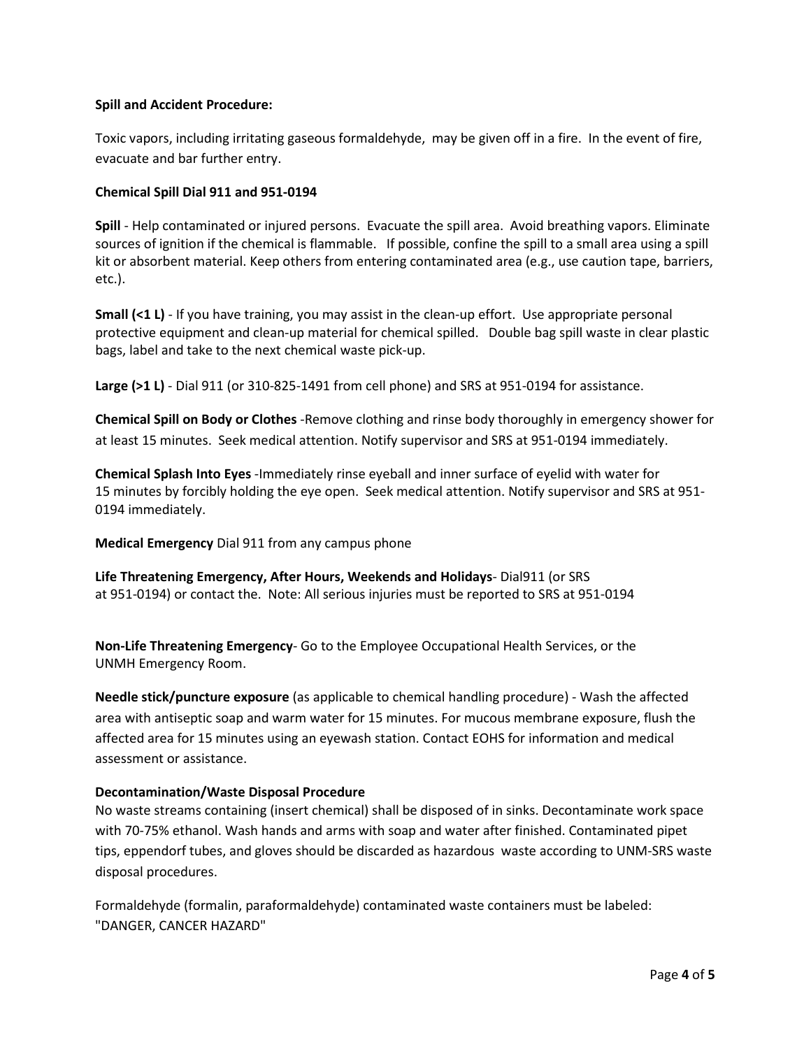**Spill and Accident Procedure:**

Toxic vapors, including irritating gaseous formaldehyde, may be given off in a fire. In the event of fire, evacuate and bar further entry.

**Chemical Spill Dial 911 and 951-0194**

**Spill** - Help contaminated or injured persons. Evacuate the spill area. Avoid breathing vapors. Eliminate sources of ignition if the chemical is flammable. If possible, confine the spill to a small area using a spill kit or absorbent material. Keep others from entering contaminated area (e.g., use caution tape, barriers, etc.).

**Small (<1 L)** - If you have training, you may assist in the clean-up effort. Use appropriate personal protective equipment and clean-up material for chemical spilled. Double bag spill waste in clear plastic bags, label and take to the next chemical waste pick-up.

**Large (>1 L)** - Dial 911 (or 310-825-1491 from cell phone) and SRS at 951-0194 for assistance.

**Chemical Spill on Body or Clothes** -Remove clothing and rinse body thoroughly in emergency shower for at least 15 minutes. Seek medical attention. Notify supervisor and SRS at 951-0194 immediately.

**Chemical Splash Into Eyes** -Immediately rinse eyeball and inner surface of eyelid with water for 15 minutes by forcibly holding the eye open. Seek medical attention. Notify supervisor and SRS at 951-0194 immediately.

**Medical Emergency** Dial 911 from any campus phone

**Life Threatening Emergency, After Hours, Weekends and Holidays**- Dial911 (or SRS at 951-0194) or contact the. Note: All serious injuries must be reported to SRS at 951-0194

**Non-Life Threatening Emergency**- Go to the Employee Occupational Health Services, or the UNMH Emergency Room.

**Needle stick/puncture exposure** (as applicable to chemical handling procedure) - Wash the affected area with antiseptic soap and warm water for 15 minutes. For mucous membrane exposure, flush the affected area for 15 minutes using an eyewash station. Contact EOHS for information and medical assessment or assistance.

**Decontamination/Waste Disposal Procedure**

No waste streams containing (insert chemical) shall be disposed of in sinks. Decontaminate work space with 70-75% ethanol. Wash hands and arms with soap and water after finished. Contaminated pipet tips, eppendorf tubes, and gloves should be discarded as hazardous waste according to UNM-SRS waste disposal procedures.

Formaldehyde (formalin, paraformaldehyde) contaminated waste containers must be labeled: "DANGER, CANCER HAZARD"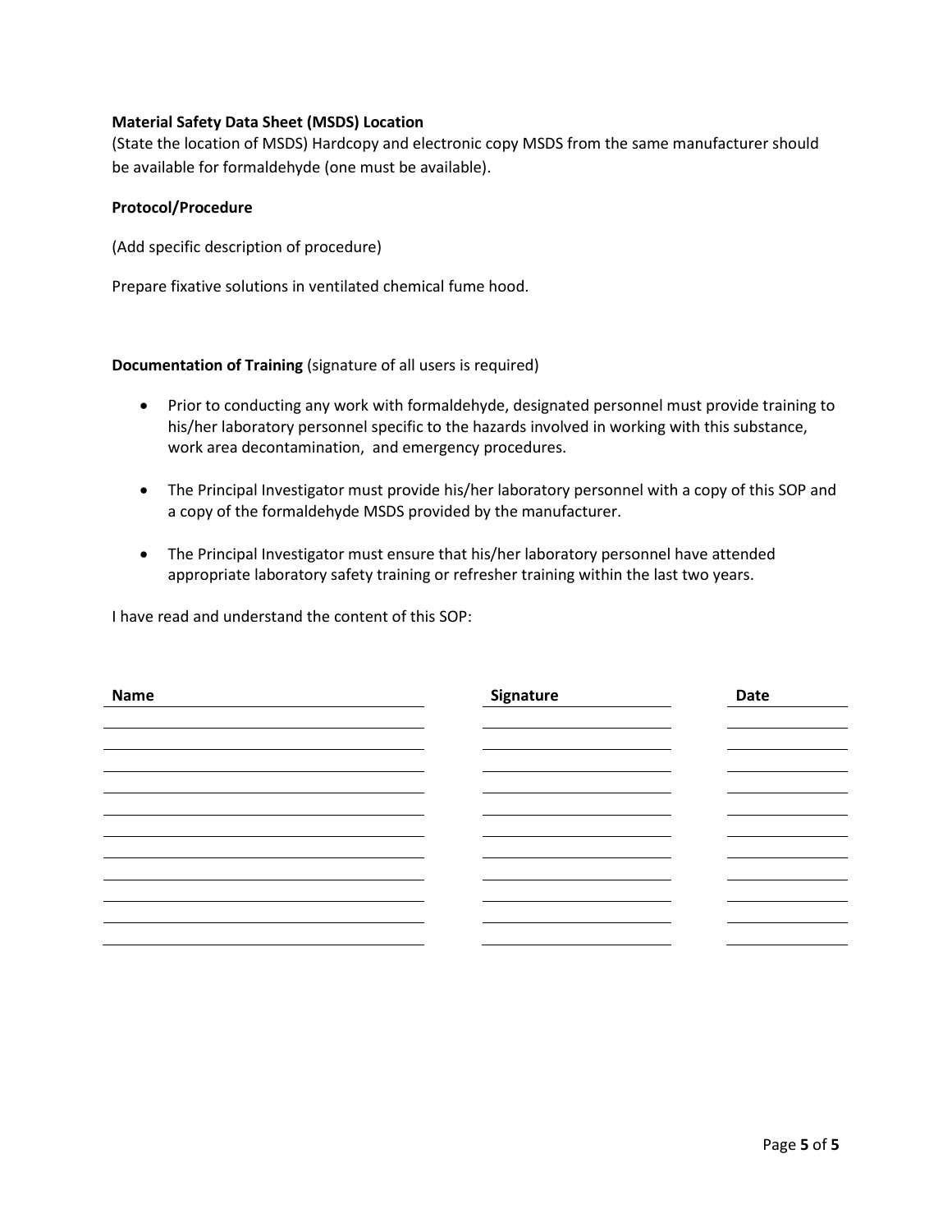**Material Safety Data Sheet (MSDS) Location**

(State the location of MSDS) Hardcopy and electronic copy MSDS from the same manufacturer should be available for formaldehyde (one must be available).

**Protocol/Procedure**

(Add specific description of procedure)

Prepare fixative solutions in ventilated chemical fume hood.

**Documentation of Training** (signature of all users is required)

- Prior to conducting any work with formaldehyde, designated personnel must provide training to his/her laboratory personnel specific to the hazards involved in working with this substance, work area decontamination, and emergency procedures.
- The Principal Investigator must provide his/her laboratory personnel with a copy of this SOP and a copy of the formaldehyde MSDS provided by the manufacturer.
- The Principal Investigator must ensure that his/her laboratory personnel have attended appropriate laboratory safety training or refresher training within the last two years.

I have read and understand the content of this SOP:

| Name | Signature | Date |
|---|---|---|
| | | |
| | | |
| | | |
| | | |
| | | |
| | | |
| | | |
| | | |
| | | |
| | | |
| | | |